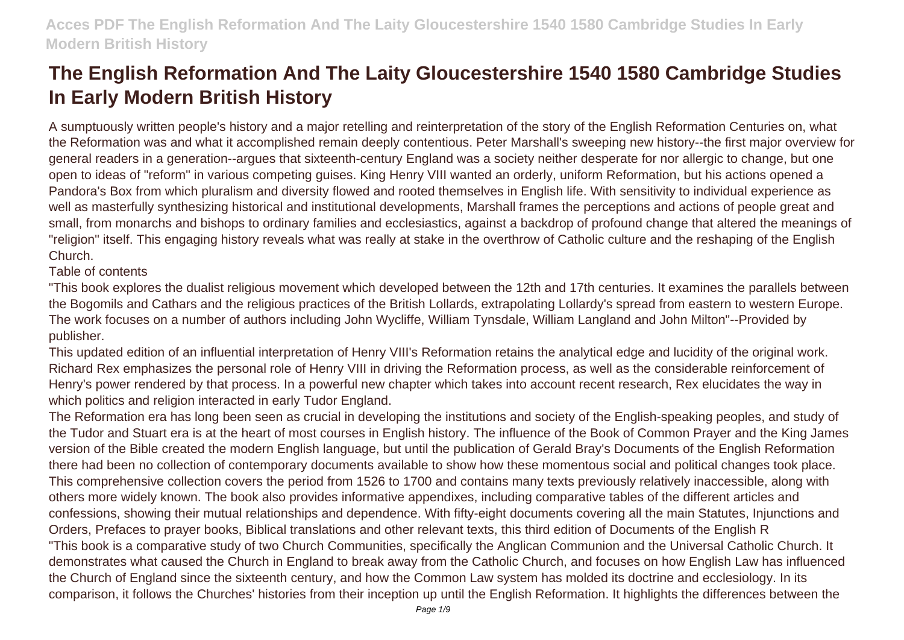# The English Reformation And The Laity Gloucestershire 1540 1580 Cambridge Studies In Early Modern British History

A sumptuously written people's history and a major retelling and reinterpretation of the story of the English Reformation Centuries on, what the Reformation was and what it accomplished remain deeply contentious. Peter Marshall's sweeping new history--the first major overview for general readers in a generation--argues that sixteenth-century England was a society neither desperate for nor allergic to change, but one open to ideas of "reform" in various competing guises. King Henry VIII wanted an orderly, uniform Reformation, but his actions opened a Pandora's Box from which pluralism and diversity flowed and rooted themselves in English life. With sensitivity to individual experience as well as masterfully synthesizing historical and institutional developments, Marshall frames the perceptions and actions of people great and small, from monarchs and bishops to ordinary families and ecclesiastics, against a backdrop of profound change that altered the meanings of "religion" itself. This engaging history reveals what was really at stake in the overthrow of Catholic culture and the reshaping of the English Church.

Table of contents

"This book explores the dualist religious movement which developed between the 12th and 17th centuries. It examines the parallels between the Bogomils and Cathars and the religious practices of the British Lollards, extrapolating Lollardy's spread from eastern to western Europe. The work focuses on a number of authors including John Wycliffe, William Tynsdale, William Langland and John Milton"--Provided by publisher.

This updated edition of an influential interpretation of Henry VIII's Reformation retains the analytical edge and lucidity of the original work. Richard Rex emphasizes the personal role of Henry VIII in driving the Reformation process, as well as the considerable reinforcement of Henry's power rendered by that process. In a powerful new chapter which takes into account recent research, Rex elucidates the way in which politics and religion interacted in early Tudor England.

The Reformation era has long been seen as crucial in developing the institutions and society of the English-speaking peoples, and study of the Tudor and Stuart era is at the heart of most courses in English history. The influence of the Book of Common Prayer and the King James version of the Bible created the modern English language, but until the publication of Gerald Bray's Documents of the English Reformation there had been no collection of contemporary documents available to show how these momentous social and political changes took place. This comprehensive collection covers the period from 1526 to 1700 and contains many texts previously relatively inaccessible, along with others more widely known. The book also provides informative appendixes, including comparative tables of the different articles and confessions, showing their mutual relationships and dependence. With fifty-eight documents covering all the main Statutes, Injunctions and Orders, Prefaces to prayer books, Biblical translations and other relevant texts, this third edition of Documents of the English R

"This book is a comparative study of two Church Communities, specifically the Anglican Communion and the Universal Catholic Church. It demonstrates what caused the Church in England to break away from the Catholic Church, and focuses on how English Law has influenced the Church of England since the sixteenth century, and how the Common Law system has molded its doctrine and ecclesiology. In its comparison, it follows the Churches' histories from their inception up until the English Reformation. It highlights the differences between the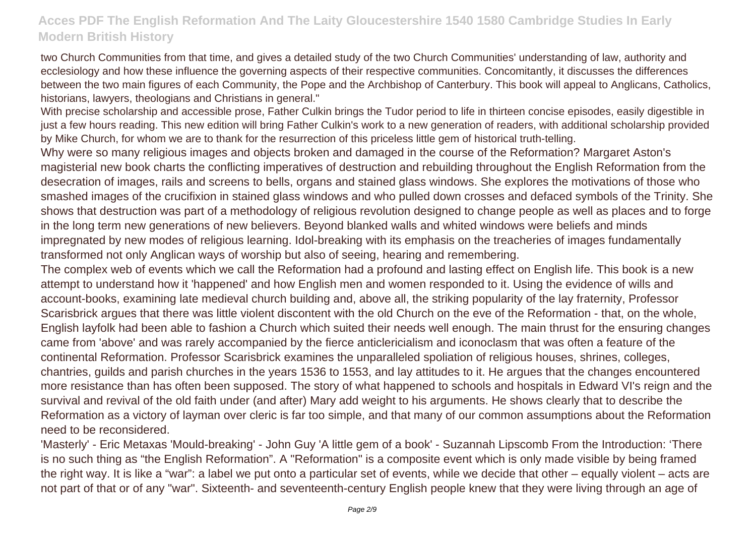two Church Communities from that time, and gives a detailed study of the two Church Communities' understanding of law, authority and ecclesiology and how these influence the governing aspects of their respective communities. Concomitantly, it discusses the differences between the two main figures of each Community, the Pope and the Archbishop of Canterbury. This book will appeal to Anglicans, Catholics, historians, lawyers, theologians and Christians in general."

With precise scholarship and accessible prose, Father Culkin brings the Tudor period to life in thirteen concise episodes, easily digestible in just a few hours reading. This new edition will bring Father Culkin's work to a new generation of readers, with additional scholarship provided by Mike Church, for whom we are to thank for the resurrection of this priceless little gem of historical truth-telling.

Why were so many religious images and objects broken and damaged in the course of the Reformation? Margaret Aston's magisterial new book charts the conflicting imperatives of destruction and rebuilding throughout the English Reformation from the desecration of images, rails and screens to bells, organs and stained glass windows. She explores the motivations of those who smashed images of the crucifixion in stained glass windows and who pulled down crosses and defaced symbols of the Trinity. She shows that destruction was part of a methodology of religious revolution designed to change people as well as places and to forge in the long term new generations of new believers. Beyond blanked walls and whited windows were beliefs and minds impregnated by new modes of religious learning. Idol-breaking with its emphasis on the treacheries of images fundamentally transformed not only Anglican ways of worship but also of seeing, hearing and remembering.

The complex web of events which we call the Reformation had a profound and lasting effect on English life. This book is a new attempt to understand how it 'happened' and how English men and women responded to it. Using the evidence of wills and account-books, examining late medieval church building and, above all, the striking popularity of the lay fraternity, Professor Scarisbrick argues that there was little violent discontent with the old Church on the eve of the Reformation - that, on the whole, English layfolk had been able to fashion a Church which suited their needs well enough. The main thrust for the ensuring changes came from 'above' and was rarely accompanied by the fierce anticlericialism and iconoclasm that was often a feature of the continental Reformation. Professor Scarisbrick examines the unparalleled spoliation of religious houses, shrines, colleges, chantries, guilds and parish churches in the years 1536 to 1553, and lay attitudes to it. He argues that the changes encountered more resistance than has often been supposed. The story of what happened to schools and hospitals in Edward VI's reign and the survival and revival of the old faith under (and after) Mary add weight to his arguments. He shows clearly that to describe the Reformation as a victory of layman over cleric is far too simple, and that many of our common assumptions about the Reformation need to be reconsidered.

'Masterly' - Eric Metaxas 'Mould-breaking' - John Guy 'A little gem of a book' - Suzannah Lipscomb From the Introduction: 'There is no such thing as "the English Reformation". A "Reformation" is a composite event which is only made visible by being framed the right way. It is like a "war": a label we put onto a particular set of events, while we decide that other – equally violent – acts are not part of that or of any "war". Sixteenth- and seventeenth-century English people knew that they were living through an age of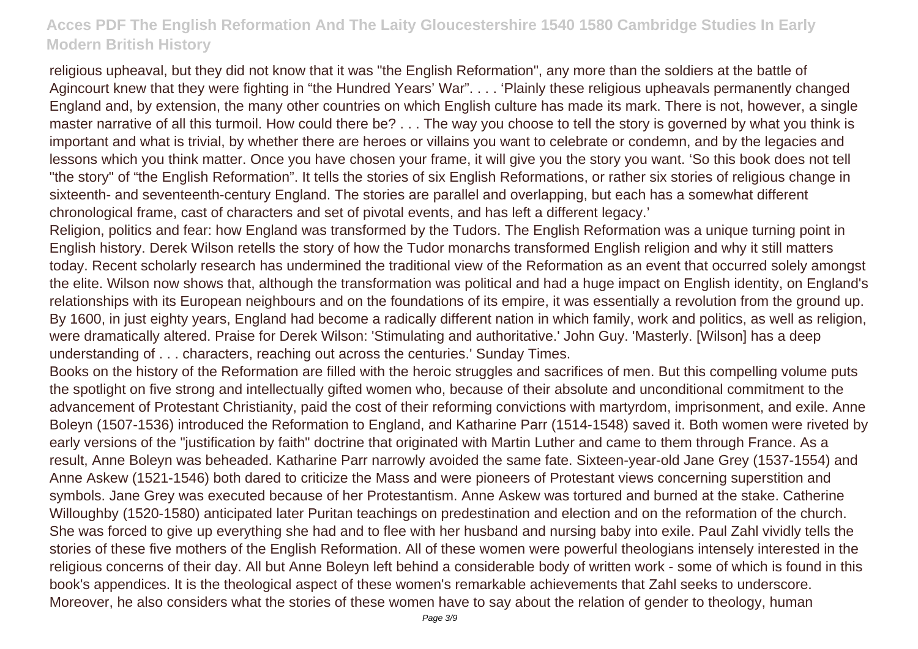religious upheaval, but they did not know that it was "the English Reformation", any more than the soldiers at the battle of Agincourt knew that they were fighting in “the Hundred Years’ War”. . . . ‘Plainly these religious upheavals permanently changed England and, by extension, the many other countries on which English culture has made its mark. There is not, however, a single master narrative of all this turmoil. How could there be? . . . The way you choose to tell the story is governed by what you think is important and what is trivial, by whether there are heroes or villains you want to celebrate or condemn, and by the legacies and lessons which you think matter. Once you have chosen your frame, it will give you the story you want. ‘So this book does not tell "the story" of “the English Reformation”. It tells the stories of six English Reformations, or rather six stories of religious change in sixteenth- and seventeenth-century England. The stories are parallel and overlapping, but each has a somewhat different chronological frame, cast of characters and set of pivotal events, and has left a different legacy.’

Religion, politics and fear: how England was transformed by the Tudors. The English Reformation was a unique turning point in English history. Derek Wilson retells the story of how the Tudor monarchs transformed English religion and why it still matters today. Recent scholarly research has undermined the traditional view of the Reformation as an event that occurred solely amongst the elite. Wilson now shows that, although the transformation was political and had a huge impact on English identity, on England's relationships with its European neighbours and on the foundations of its empire, it was essentially a revolution from the ground up. By 1600, in just eighty years, England had become a radically different nation in which family, work and politics, as well as religion, were dramatically altered. Praise for Derek Wilson: 'Stimulating and authoritative.' John Guy. 'Masterly. [Wilson] has a deep understanding of . . . characters, reaching out across the centuries.' Sunday Times.

Books on the history of the Reformation are filled with the heroic struggles and sacrifices of men. But this compelling volume puts the spotlight on five strong and intellectually gifted women who, because of their absolute and unconditional commitment to the advancement of Protestant Christianity, paid the cost of their reforming convictions with martyrdom, imprisonment, and exile. Anne Boleyn (1507-1536) introduced the Reformation to England, and Katharine Parr (1514-1548) saved it. Both women were riveted by early versions of the "justification by faith" doctrine that originated with Martin Luther and came to them through France. As a result, Anne Boleyn was beheaded. Katharine Parr narrowly avoided the same fate. Sixteen-year-old Jane Grey (1537-1554) and Anne Askew (1521-1546) both dared to criticize the Mass and were pioneers of Protestant views concerning superstition and symbols. Jane Grey was executed because of her Protestantism. Anne Askew was tortured and burned at the stake. Catherine Willoughby (1520-1580) anticipated later Puritan teachings on predestination and election and on the reformation of the church. She was forced to give up everything she had and to flee with her husband and nursing baby into exile. Paul Zahl vividly tells the stories of these five mothers of the English Reformation. All of these women were powerful theologians intensely interested in the religious concerns of their day. All but Anne Boleyn left behind a considerable body of written work - some of which is found in this book's appendices. It is the theological aspect of these women's remarkable achievements that Zahl seeks to underscore. Moreover, he also considers what the stories of these women have to say about the relation of gender to theology, human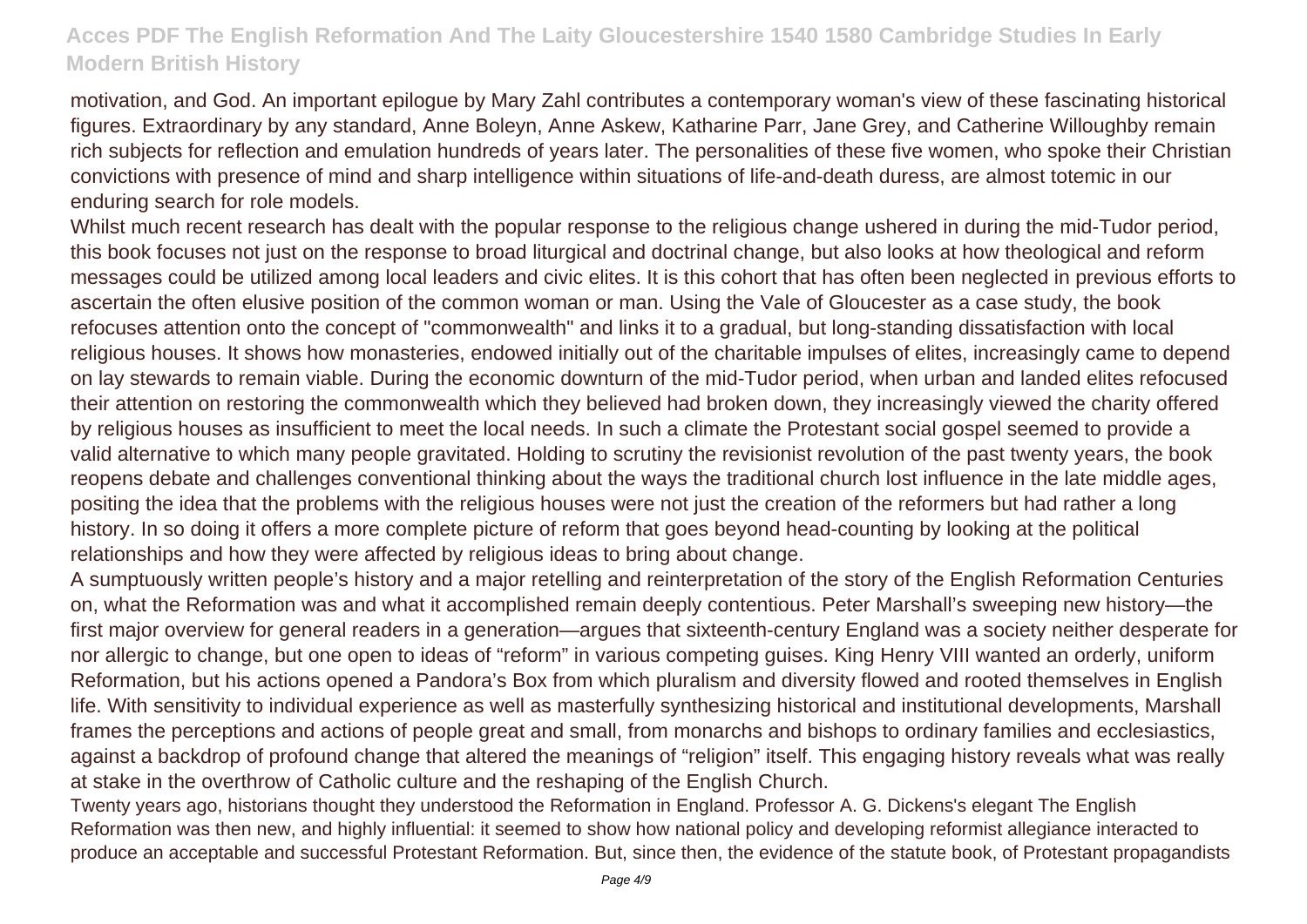motivation, and God. An important epilogue by Mary Zahl contributes a contemporary woman's view of these fascinating historical figures. Extraordinary by any standard, Anne Boleyn, Anne Askew, Katharine Parr, Jane Grey, and Catherine Willoughby remain rich subjects for reflection and emulation hundreds of years later. The personalities of these five women, who spoke their Christian convictions with presence of mind and sharp intelligence within situations of life-and-death duress, are almost totemic in our enduring search for role models.

Whilst much recent research has dealt with the popular response to the religious change ushered in during the mid-Tudor period, this book focuses not just on the response to broad liturgical and doctrinal change, but also looks at how theological and reform messages could be utilized among local leaders and civic elites. It is this cohort that has often been neglected in previous efforts to ascertain the often elusive position of the common woman or man. Using the Vale of Gloucester as a case study, the book refocuses attention onto the concept of "commonwealth" and links it to a gradual, but long-standing dissatisfaction with local religious houses. It shows how monasteries, endowed initially out of the charitable impulses of elites, increasingly came to depend on lay stewards to remain viable. During the economic downturn of the mid-Tudor period, when urban and landed elites refocused their attention on restoring the commonwealth which they believed had broken down, they increasingly viewed the charity offered by religious houses as insufficient to meet the local needs. In such a climate the Protestant social gospel seemed to provide a valid alternative to which many people gravitated. Holding to scrutiny the revisionist revolution of the past twenty years, the book reopens debate and challenges conventional thinking about the ways the traditional church lost influence in the late middle ages, positing the idea that the problems with the religious houses were not just the creation of the reformers but had rather a long history. In so doing it offers a more complete picture of reform that goes beyond head-counting by looking at the political relationships and how they were affected by religious ideas to bring about change.

A sumptuously written people's history and a major retelling and reinterpretation of the story of the English Reformation Centuries on, what the Reformation was and what it accomplished remain deeply contentious. Peter Marshall's sweeping new history—the first major overview for general readers in a generation—argues that sixteenth-century England was a society neither desperate for nor allergic to change, but one open to ideas of "reform" in various competing guises. King Henry VIII wanted an orderly, uniform Reformation, but his actions opened a Pandora's Box from which pluralism and diversity flowed and rooted themselves in English life. With sensitivity to individual experience as well as masterfully synthesizing historical and institutional developments, Marshall frames the perceptions and actions of people great and small, from monarchs and bishops to ordinary families and ecclesiastics, against a backdrop of profound change that altered the meanings of "religion" itself. This engaging history reveals what was really at stake in the overthrow of Catholic culture and the reshaping of the English Church.

Twenty years ago, historians thought they understood the Reformation in England. Professor A. G. Dickens's elegant The English Reformation was then new, and highly influential: it seemed to show how national policy and developing reformist allegiance interacted to produce an acceptable and successful Protestant Reformation. But, since then, the evidence of the statute book, of Protestant propagandists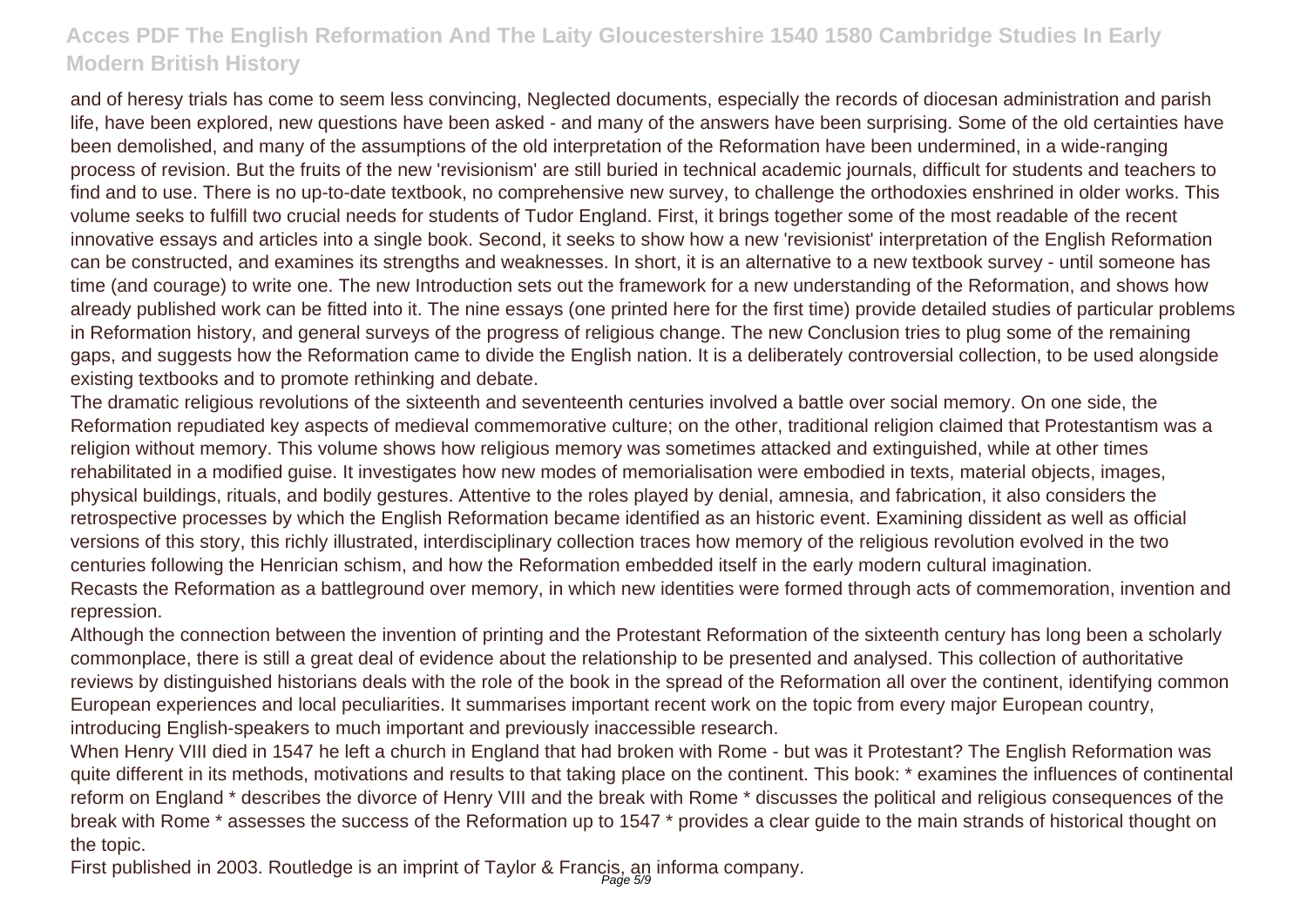and of heresy trials has come to seem less convincing, Neglected documents, especially the records of diocesan administration and parish life, have been explored, new questions have been asked - and many of the answers have been surprising. Some of the old certainties have been demolished, and many of the assumptions of the old interpretation of the Reformation have been undermined, in a wide-ranging process of revision. But the fruits of the new 'revisionism' are still buried in technical academic journals, difficult for students and teachers to find and to use. There is no up-to-date textbook, no comprehensive new survey, to challenge the orthodoxies enshrined in older works. This volume seeks to fulfill two crucial needs for students of Tudor England. First, it brings together some of the most readable of the recent innovative essays and articles into a single book. Second, it seeks to show how a new 'revisionist' interpretation of the English Reformation can be constructed, and examines its strengths and weaknesses. In short, it is an alternative to a new textbook survey - until someone has time (and courage) to write one. The new Introduction sets out the framework for a new understanding of the Reformation, and shows how already published work can be fitted into it. The nine essays (one printed here for the first time) provide detailed studies of particular problems in Reformation history, and general surveys of the progress of religious change. The new Conclusion tries to plug some of the remaining gaps, and suggests how the Reformation came to divide the English nation. It is a deliberately controversial collection, to be used alongside existing textbooks and to promote rethinking and debate.

The dramatic religious revolutions of the sixteenth and seventeenth centuries involved a battle over social memory. On one side, the Reformation repudiated key aspects of medieval commemorative culture; on the other, traditional religion claimed that Protestantism was a religion without memory. This volume shows how religious memory was sometimes attacked and extinguished, while at other times rehabilitated in a modified guise. It investigates how new modes of memorialisation were embodied in texts, material objects, images, physical buildings, rituals, and bodily gestures. Attentive to the roles played by denial, amnesia, and fabrication, it also considers the retrospective processes by which the English Reformation became identified as an historic event. Examining dissident as well as official versions of this story, this richly illustrated, interdisciplinary collection traces how memory of the religious revolution evolved in the two centuries following the Henrician schism, and how the Reformation embedded itself in the early modern cultural imagination.

Recasts the Reformation as a battleground over memory, in which new identities were formed through acts of commemoration, invention and repression.

Although the connection between the invention of printing and the Protestant Reformation of the sixteenth century has long been a scholarly commonplace, there is still a great deal of evidence about the relationship to be presented and analysed. This collection of authoritative reviews by distinguished historians deals with the role of the book in the spread of the Reformation all over the continent, identifying common European experiences and local peculiarities. It summarises important recent work on the topic from every major European country, introducing English-speakers to much important and previously inaccessible research.

When Henry VIII died in 1547 he left a church in England that had broken with Rome - but was it Protestant? The English Reformation was quite different in its methods, motivations and results to that taking place on the continent. This book: * examines the influences of continental reform on England * describes the divorce of Henry VIII and the break with Rome * discusses the political and religious consequences of the break with Rome * assesses the success of the Reformation up to 1547 * provides a clear guide to the main strands of historical thought on the topic.

First published in 2003. Routledge is an imprint of Taylor & Francis, an informa company.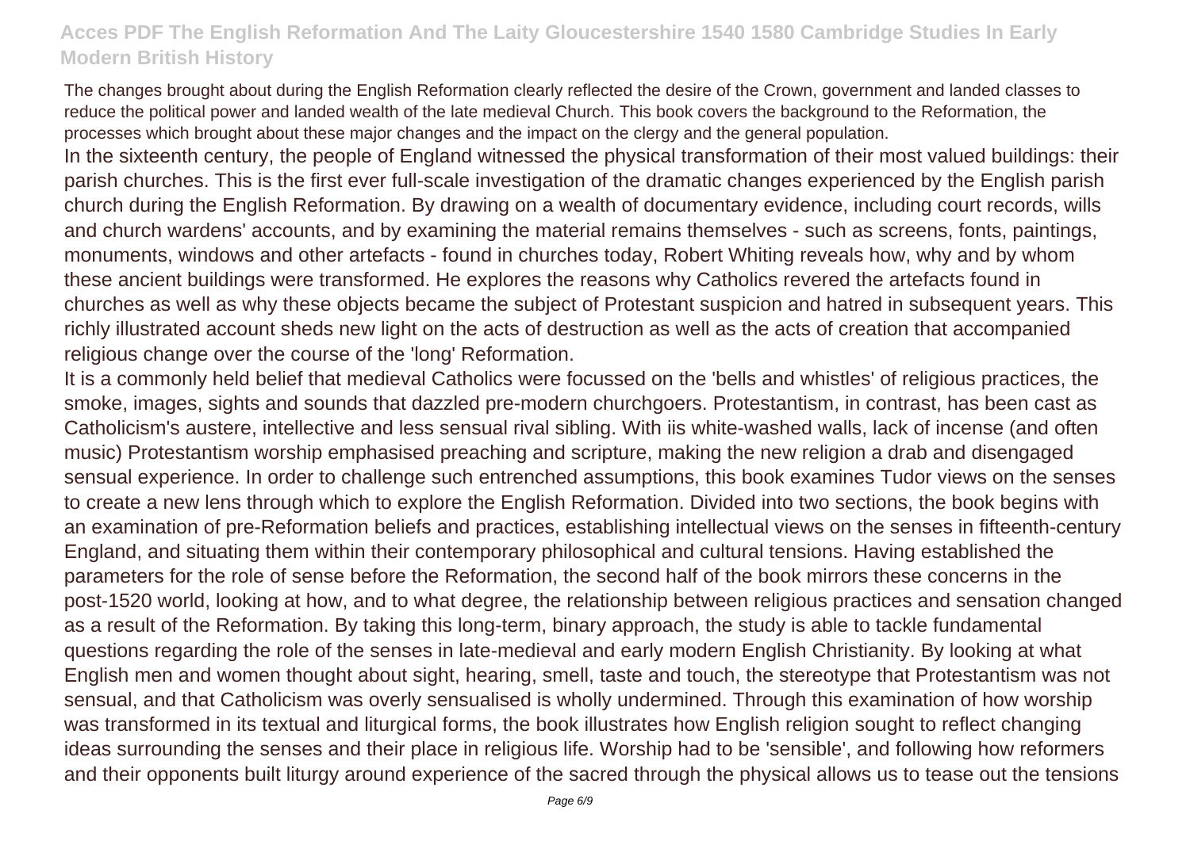The changes brought about during the English Reformation clearly reflected the desire of the Crown, government and landed classes to reduce the political power and landed wealth of the late medieval Church. This book covers the background to the Reformation, the processes which brought about these major changes and the impact on the clergy and the general population.

In the sixteenth century, the people of England witnessed the physical transformation of their most valued buildings: their parish churches. This is the first ever full-scale investigation of the dramatic changes experienced by the English parish church during the English Reformation. By drawing on a wealth of documentary evidence, including court records, wills and church wardens' accounts, and by examining the material remains themselves - such as screens, fonts, paintings, monuments, windows and other artefacts - found in churches today, Robert Whiting reveals how, why and by whom these ancient buildings were transformed. He explores the reasons why Catholics revered the artefacts found in churches as well as why these objects became the subject of Protestant suspicion and hatred in subsequent years. This richly illustrated account sheds new light on the acts of destruction as well as the acts of creation that accompanied religious change over the course of the 'long' Reformation.

It is a commonly held belief that medieval Catholics were focussed on the 'bells and whistles' of religious practices, the smoke, images, sights and sounds that dazzled pre-modern churchgoers. Protestantism, in contrast, has been cast as Catholicism's austere, intellective and less sensual rival sibling. With iis white-washed walls, lack of incense (and often music) Protestantism worship emphasised preaching and scripture, making the new religion a drab and disengaged sensual experience. In order to challenge such entrenched assumptions, this book examines Tudor views on the senses to create a new lens through which to explore the English Reformation. Divided into two sections, the book begins with an examination of pre-Reformation beliefs and practices, establishing intellectual views on the senses in fifteenth-century England, and situating them within their contemporary philosophical and cultural tensions. Having established the parameters for the role of sense before the Reformation, the second half of the book mirrors these concerns in the post-1520 world, looking at how, and to what degree, the relationship between religious practices and sensation changed as a result of the Reformation. By taking this long-term, binary approach, the study is able to tackle fundamental questions regarding the role of the senses in late-medieval and early modern English Christianity. By looking at what English men and women thought about sight, hearing, smell, taste and touch, the stereotype that Protestantism was not sensual, and that Catholicism was overly sensualised is wholly undermined. Through this examination of how worship was transformed in its textual and liturgical forms, the book illustrates how English religion sought to reflect changing ideas surrounding the senses and their place in religious life. Worship had to be 'sensible', and following how reformers and their opponents built liturgy around experience of the sacred through the physical allows us to tease out the tensions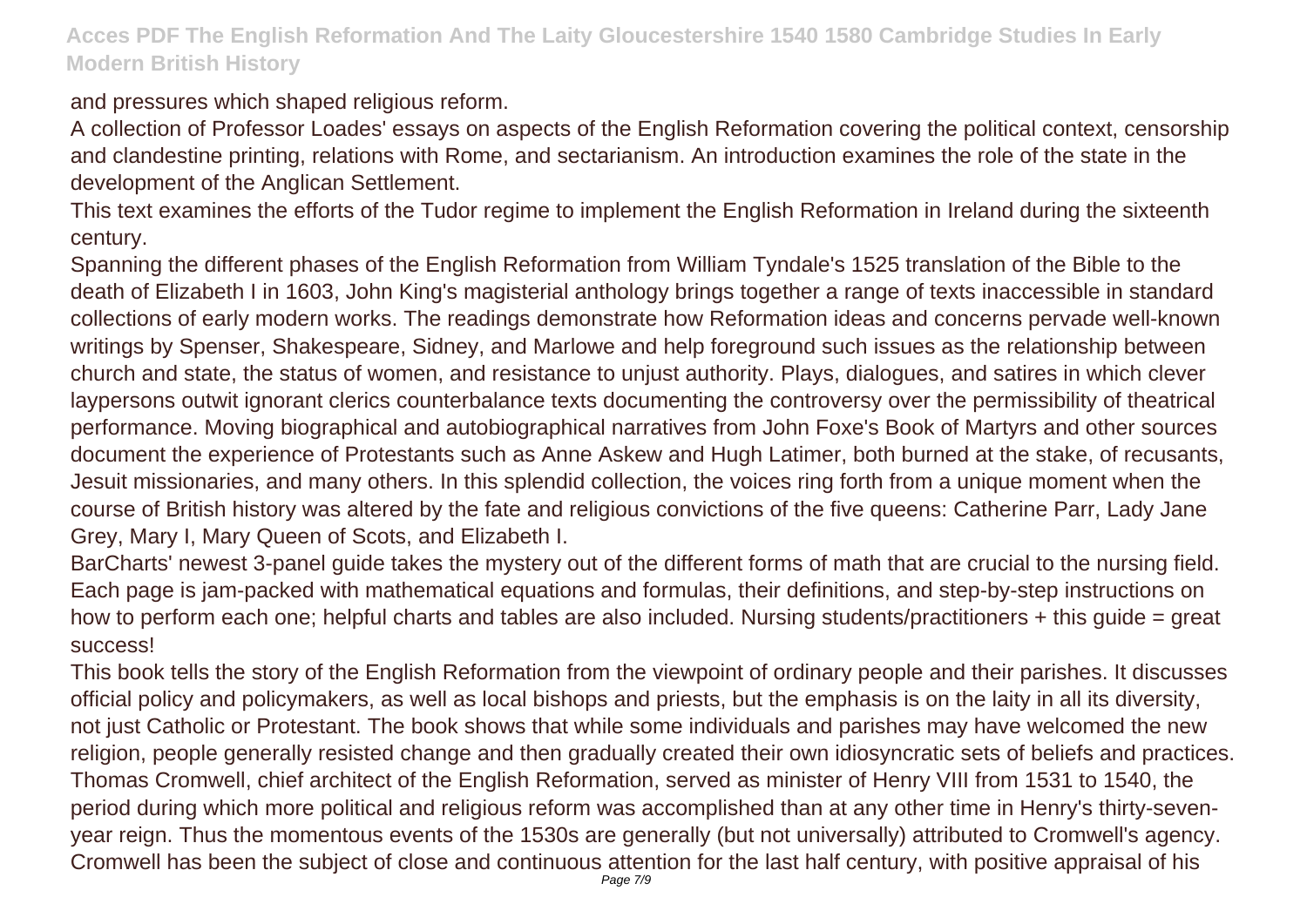and pressures which shaped religious reform.

A collection of Professor Loades' essays on aspects of the English Reformation covering the political context, censorship and clandestine printing, relations with Rome, and sectarianism. An introduction examines the role of the state in the development of the Anglican Settlement.

This text examines the efforts of the Tudor regime to implement the English Reformation in Ireland during the sixteenth century.

Spanning the different phases of the English Reformation from William Tyndale's 1525 translation of the Bible to the death of Elizabeth I in 1603, John King's magisterial anthology brings together a range of texts inaccessible in standard collections of early modern works. The readings demonstrate how Reformation ideas and concerns pervade well-known writings by Spenser, Shakespeare, Sidney, and Marlowe and help foreground such issues as the relationship between church and state, the status of women, and resistance to unjust authority. Plays, dialogues, and satires in which clever laypersons outwit ignorant clerics counterbalance texts documenting the controversy over the permissibility of theatrical performance. Moving biographical and autobiographical narratives from John Foxe's Book of Martyrs and other sources document the experience of Protestants such as Anne Askew and Hugh Latimer, both burned at the stake, of recusants, Jesuit missionaries, and many others. In this splendid collection, the voices ring forth from a unique moment when the course of British history was altered by the fate and religious convictions of the five queens: Catherine Parr, Lady Jane Grey, Mary I, Mary Queen of Scots, and Elizabeth I.

BarCharts' newest 3-panel guide takes the mystery out of the different forms of math that are crucial to the nursing field. Each page is jam-packed with mathematical equations and formulas, their definitions, and step-by-step instructions on how to perform each one; helpful charts and tables are also included. Nursing students/practitioners + this guide = great success!

This book tells the story of the English Reformation from the viewpoint of ordinary people and their parishes. It discusses official policy and policymakers, as well as local bishops and priests, but the emphasis is on the laity in all its diversity, not just Catholic or Protestant. The book shows that while some individuals and parishes may have welcomed the new religion, people generally resisted change and then gradually created their own idiosyncratic sets of beliefs and practices.

Thomas Cromwell, chief architect of the English Reformation, served as minister of Henry VIII from 1531 to 1540, the period during which more political and religious reform was accomplished than at any other time in Henry's thirty-seven-year reign. Thus the momentous events of the 1530s are generally (but not universally) attributed to Cromwell's agency. Cromwell has been the subject of close and continuous attention for the last half century, with positive appraisal of his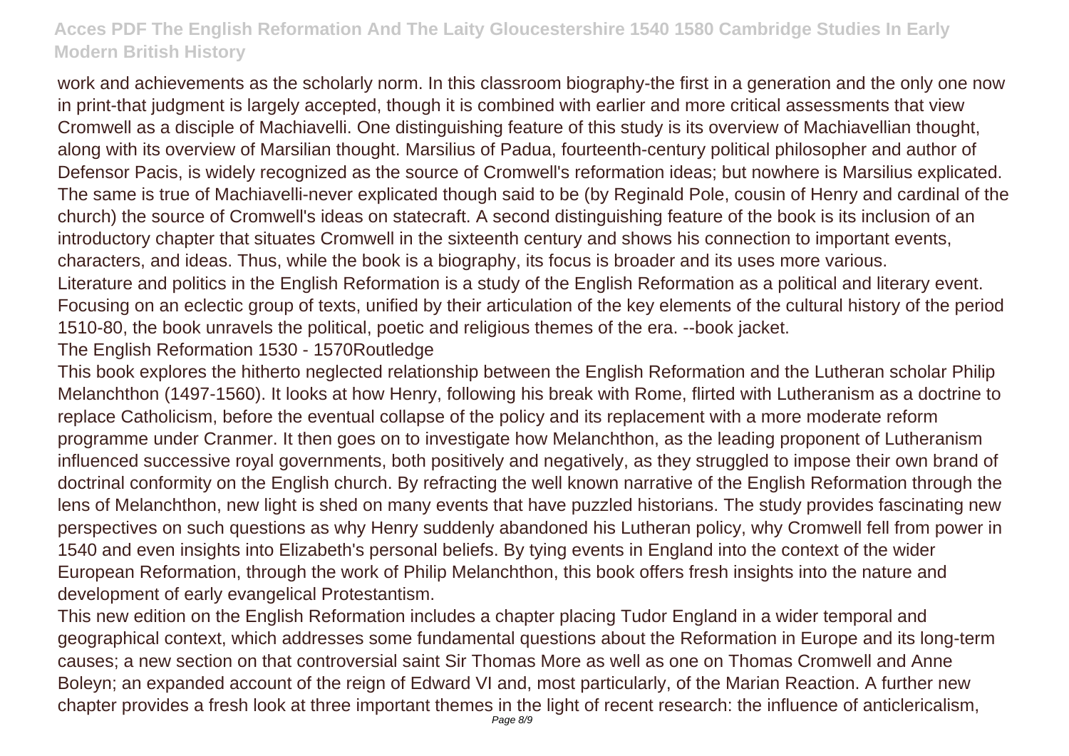work and achievements as the scholarly norm. In this classroom biography-the first in a generation and the only one now in print-that judgment is largely accepted, though it is combined with earlier and more critical assessments that view Cromwell as a disciple of Machiavelli. One distinguishing feature of this study is its overview of Machiavellian thought, along with its overview of Marsilian thought. Marsilius of Padua, fourteenth-century political philosopher and author of Defensor Pacis, is widely recognized as the source of Cromwell's reformation ideas; but nowhere is Marsilius explicated. The same is true of Machiavelli-never explicated though said to be (by Reginald Pole, cousin of Henry and cardinal of the church) the source of Cromwell's ideas on statecraft. A second distinguishing feature of the book is its inclusion of an introductory chapter that situates Cromwell in the sixteenth century and shows his connection to important events, characters, and ideas. Thus, while the book is a biography, its focus is broader and its uses more various.

Literature and politics in the English Reformation is a study of the English Reformation as a political and literary event. Focusing on an eclectic group of texts, unified by their articulation of the key elements of the cultural history of the period 1510-80, the book unravels the political, poetic and religious themes of the era. --book jacket.

The English Reformation 1530 - 1570Routledge

This book explores the hitherto neglected relationship between the English Reformation and the Lutheran scholar Philip Melanchthon (1497-1560). It looks at how Henry, following his break with Rome, flirted with Lutheranism as a doctrine to replace Catholicism, before the eventual collapse of the policy and its replacement with a more moderate reform programme under Cranmer. It then goes on to investigate how Melanchthon, as the leading proponent of Lutheranism influenced successive royal governments, both positively and negatively, as they struggled to impose their own brand of doctrinal conformity on the English church. By refracting the well known narrative of the English Reformation through the lens of Melanchthon, new light is shed on many events that have puzzled historians. The study provides fascinating new perspectives on such questions as why Henry suddenly abandoned his Lutheran policy, why Cromwell fell from power in 1540 and even insights into Elizabeth's personal beliefs. By tying events in England into the context of the wider European Reformation, through the work of Philip Melanchthon, this book offers fresh insights into the nature and development of early evangelical Protestantism.

This new edition on the English Reformation includes a chapter placing Tudor England in a wider temporal and geographical context, which addresses some fundamental questions about the Reformation in Europe and its long-term causes; a new section on that controversial saint Sir Thomas More as well as one on Thomas Cromwell and Anne Boleyn; an expanded account of the reign of Edward VI and, most particularly, of the Marian Reaction. A further new chapter provides a fresh look at three important themes in the light of recent research: the influence of anticlericalism,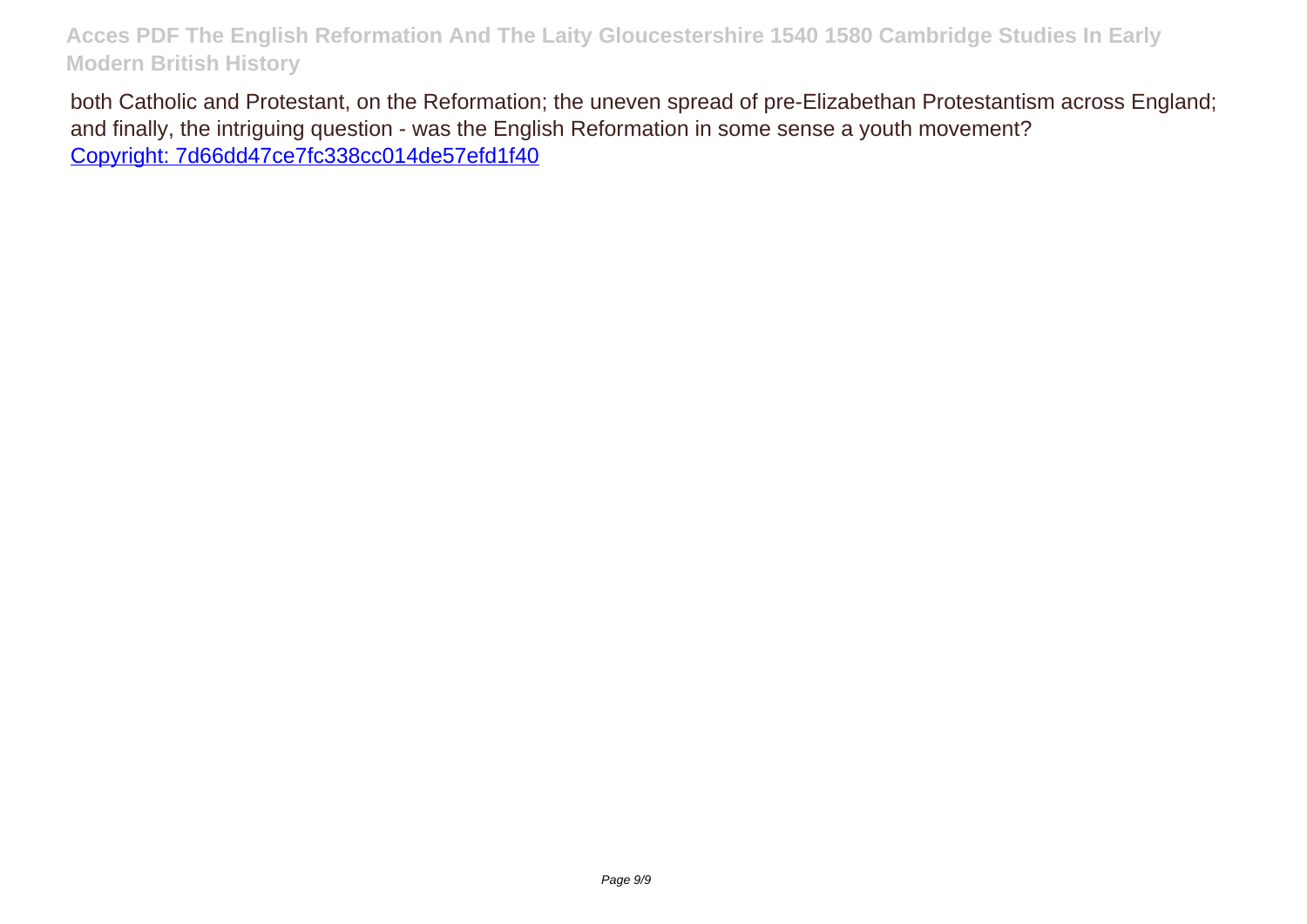both Catholic and Protestant, on the Reformation; the uneven spread of pre-Elizabethan Protestantism across England; and finally, the intriguing question - was the English Reformation in some sense a youth movement?

Copyright: 7d66dd47ce7fc338cc014de57efd1f40